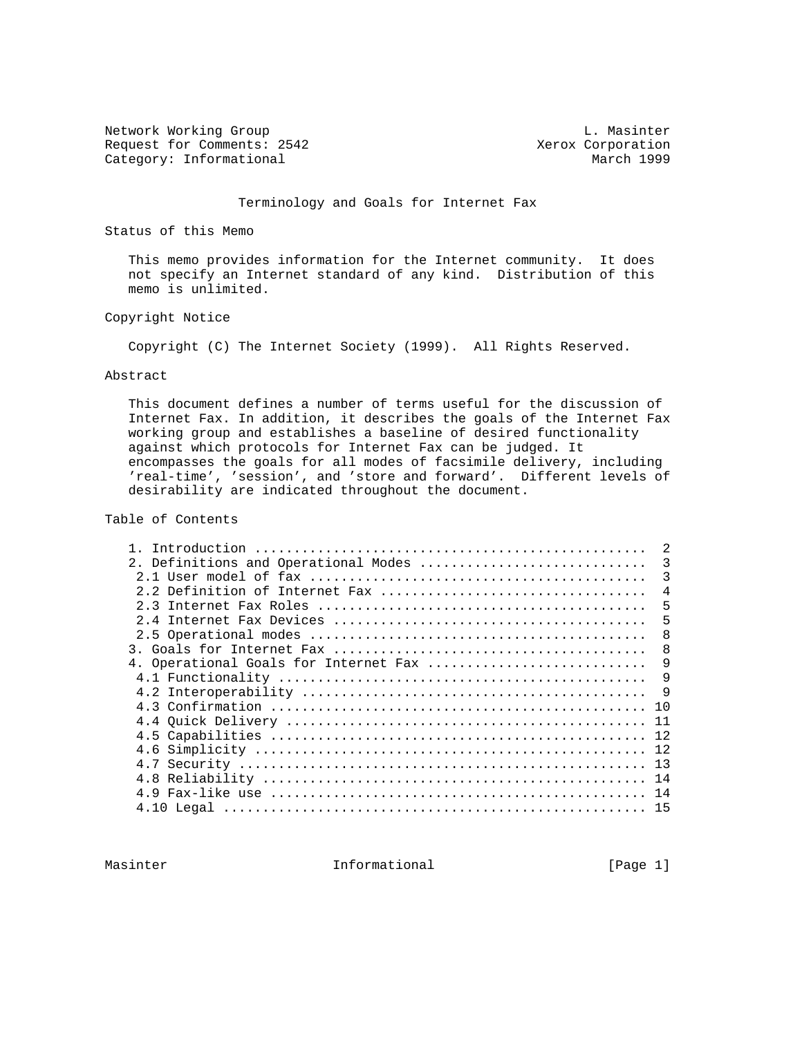Network Working Group L. Masinter
Request for Comments: 2542 Xerox Corporation
Category: Informational March 1999

# Terminology and Goals for Internet Fax

## Status of this Memo

This memo provides information for the Internet community. It does not specify an Internet standard of any kind. Distribution of this memo is unlimited.

## Copyright Notice

Copyright (C) The Internet Society (1999). All Rights Reserved.

## Abstract

This document defines a number of terms useful for the discussion of Internet Fax. In addition, it describes the goals of the Internet Fax working group and establishes a baseline of desired functionality against which protocols for Internet Fax can be judged. It encompasses the goals for all modes of facsimile delivery, including 'real-time', 'session', and 'store and forward'. Different levels of desirability are indicated throughout the document.

## Table of Contents

```
1. Introduction ................................................  2
2. Definitions and Operational Modes ...........................  3
 2.1 User model of fax .........................................  3
 2.2 Definition of Internet Fax ................................  4
 2.3 Internet Fax Roles ........................................  5
 2.4 Internet Fax Devices ......................................  5
 2.5 Operational modes .........................................  8
3. Goals for Internet Fax ......................................  8
4. Operational Goals for Internet Fax ..........................  9
 4.1 Functionality .............................................  9
 4.2 Interoperability ..........................................  9
 4.3 Confirmation ............................................. 10
 4.4 Quick Delivery ........................................... 11
 4.5 Capabilities ............................................. 12
 4.6 Simplicity ............................................... 12
 4.7 Security ................................................. 13
 4.8 Reliability .............................................. 14
 4.9 Fax-like use ............................................. 14
 4.10 Legal ................................................... 15
```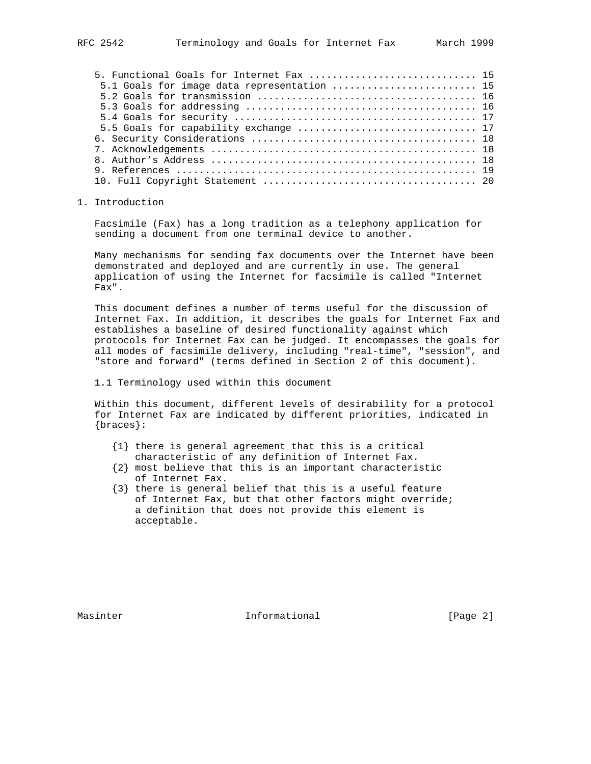5. Functional Goals for Internet Fax ............................ 15
 5.1 Goals for image data representation ........................ 15
 5.2 Goals for transmission ..................................... 16
 5.3 Goals for addressing ....................................... 16
 5.4 Goals for security ......................................... 17
 5.5 Goals for capability exchange .............................. 17
6. Security Considerations ...................................... 18
7. Acknowledgements ............................................. 18
8. Author's Address ............................................. 18
9. References ................................................... 19
10. Full Copyright Statement .................................... 20

## 1. Introduction

Facsimile (Fax) has a long tradition as a telephony application for sending a document from one terminal device to another.

Many mechanisms for sending fax documents over the Internet have been demonstrated and deployed and are currently in use. The general application of using the Internet for facsimile is called "Internet Fax".

This document defines a number of terms useful for the discussion of Internet Fax. In addition, it describes the goals for Internet Fax and establishes a baseline of desired functionality against which protocols for Internet Fax can be judged. It encompasses the goals for all modes of facsimile delivery, including "real-time", "session", and "store and forward" (terms defined in Section 2 of this document).

### 1.1 Terminology used within this document

Within this document, different levels of desirability for a protocol for Internet Fax are indicated by different priorities, indicated in {braces}:

- {1} there is general agreement that this is a critical characteristic of any definition of Internet Fax.
- {2} most believe that this is an important characteristic of Internet Fax.
- {3} there is general belief that this is a useful feature of Internet Fax, but that other factors might override; a definition that does not provide this element is acceptable.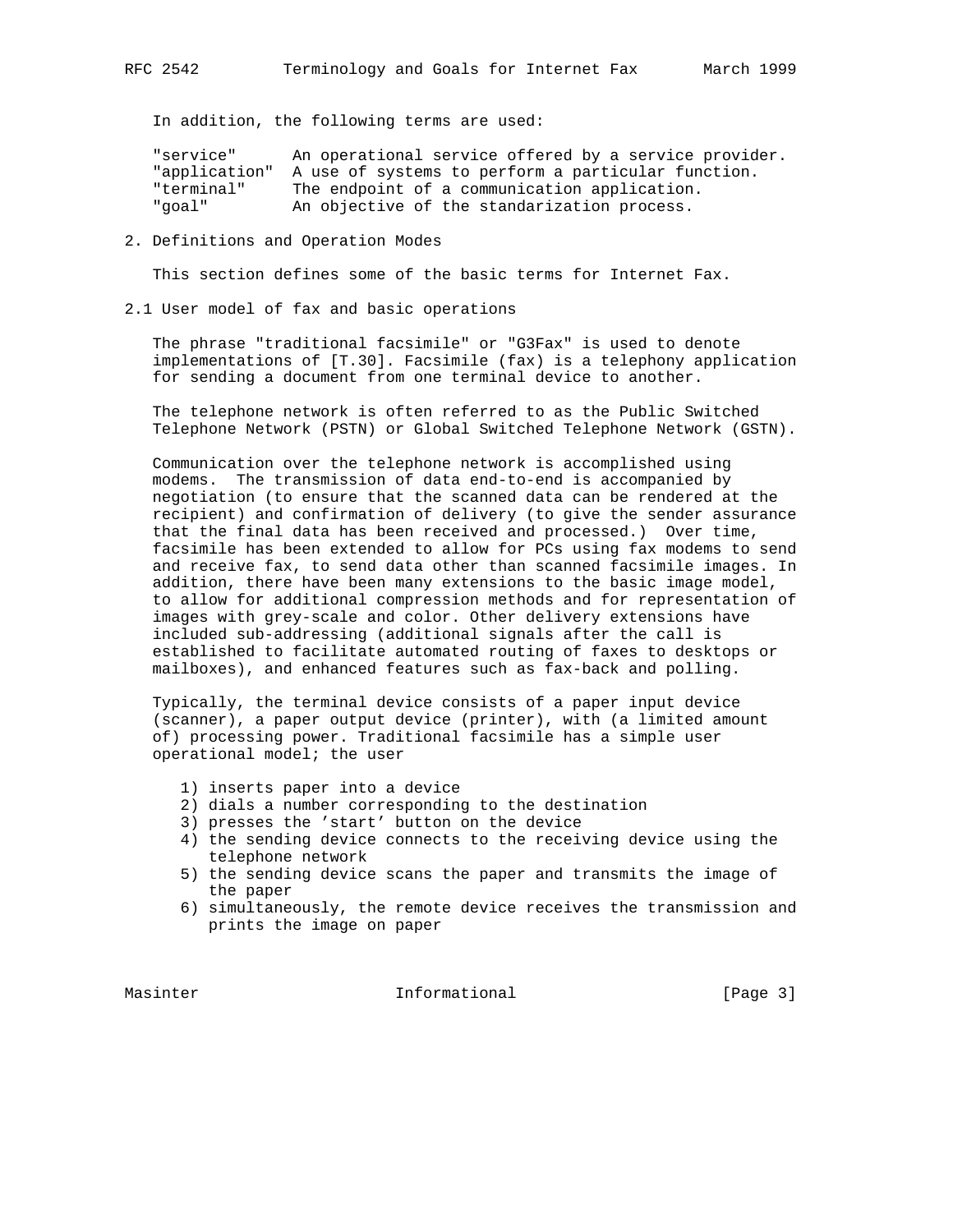In addition, the following terms are used:

| | |
|---|---|
| "service" | An operational service offered by a service provider. |
| "application" | A use of systems to perform a particular function. |
| "terminal" | The endpoint of a communication application. |
| "goal" | An objective of the standarization process. |

## 2. Definitions and Operation Modes

This section defines some of the basic terms for Internet Fax.

### 2.1 User model of fax and basic operations

The phrase "traditional facsimile" or "G3Fax" is used to denote implementations of [T.30]. Facsimile (fax) is a telephony application for sending a document from one terminal device to another.

The telephone network is often referred to as the Public Switched Telephone Network (PSTN) or Global Switched Telephone Network (GSTN).

Communication over the telephone network is accomplished using modems. The transmission of data end-to-end is accompanied by negotiation (to ensure that the scanned data can be rendered at the recipient) and confirmation of delivery (to give the sender assurance that the final data has been received and processed.) Over time, facsimile has been extended to allow for PCs using fax modems to send and receive fax, to send data other than scanned facsimile images. In addition, there have been many extensions to the basic image model, to allow for additional compression methods and for representation of images with grey-scale and color. Other delivery extensions have included sub-addressing (additional signals after the call is established to facilitate automated routing of faxes to desktops or mailboxes), and enhanced features such as fax-back and polling.

Typically, the terminal device consists of a paper input device (scanner), a paper output device (printer), with (a limited amount of) processing power. Traditional facsimile has a simple user operational model; the user

1) inserts paper into a device
2) dials a number corresponding to the destination
3) presses the 'start' button on the device
4) the sending device connects to the receiving device using the telephone network
5) the sending device scans the paper and transmits the image of the paper
6) simultaneously, the remote device receives the transmission and prints the image on paper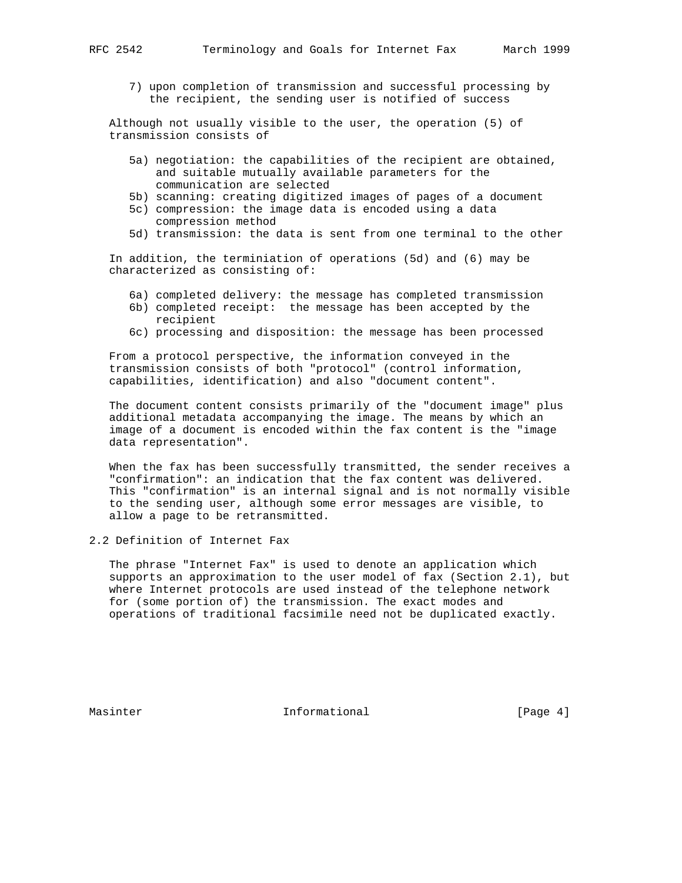7) upon completion of transmission and successful processing by the recipient, the sending user is notified of success

Although not usually visible to the user, the operation (5) of transmission consists of

- 5a) negotiation: the capabilities of the recipient are obtained, and suitable mutually available parameters for the communication are selected
- 5b) scanning: creating digitized images of pages of a document
- 5c) compression: the image data is encoded using a data compression method
- 5d) transmission: the data is sent from one terminal to the other

In addition, the terminiation of operations (5d) and (6) may be characterized as consisting of:

- 6a) completed delivery: the message has completed transmission
- 6b) completed receipt: the message has been accepted by the recipient
- 6c) processing and disposition: the message has been processed

From a protocol perspective, the information conveyed in the transmission consists of both "protocol" (control information, capabilities, identification) and also "document content".

The document content consists primarily of the "document image" plus additional metadata accompanying the image. The means by which an image of a document is encoded within the fax content is the "image data representation".

When the fax has been successfully transmitted, the sender receives a "confirmation": an indication that the fax content was delivered. This "confirmation" is an internal signal and is not normally visible to the sending user, although some error messages are visible, to allow a page to be retransmitted.

## 2.2 Definition of Internet Fax

The phrase "Internet Fax" is used to denote an application which supports an approximation to the user model of fax (Section 2.1), but where Internet protocols are used instead of the telephone network for (some portion of) the transmission. The exact modes and operations of traditional facsimile need not be duplicated exactly.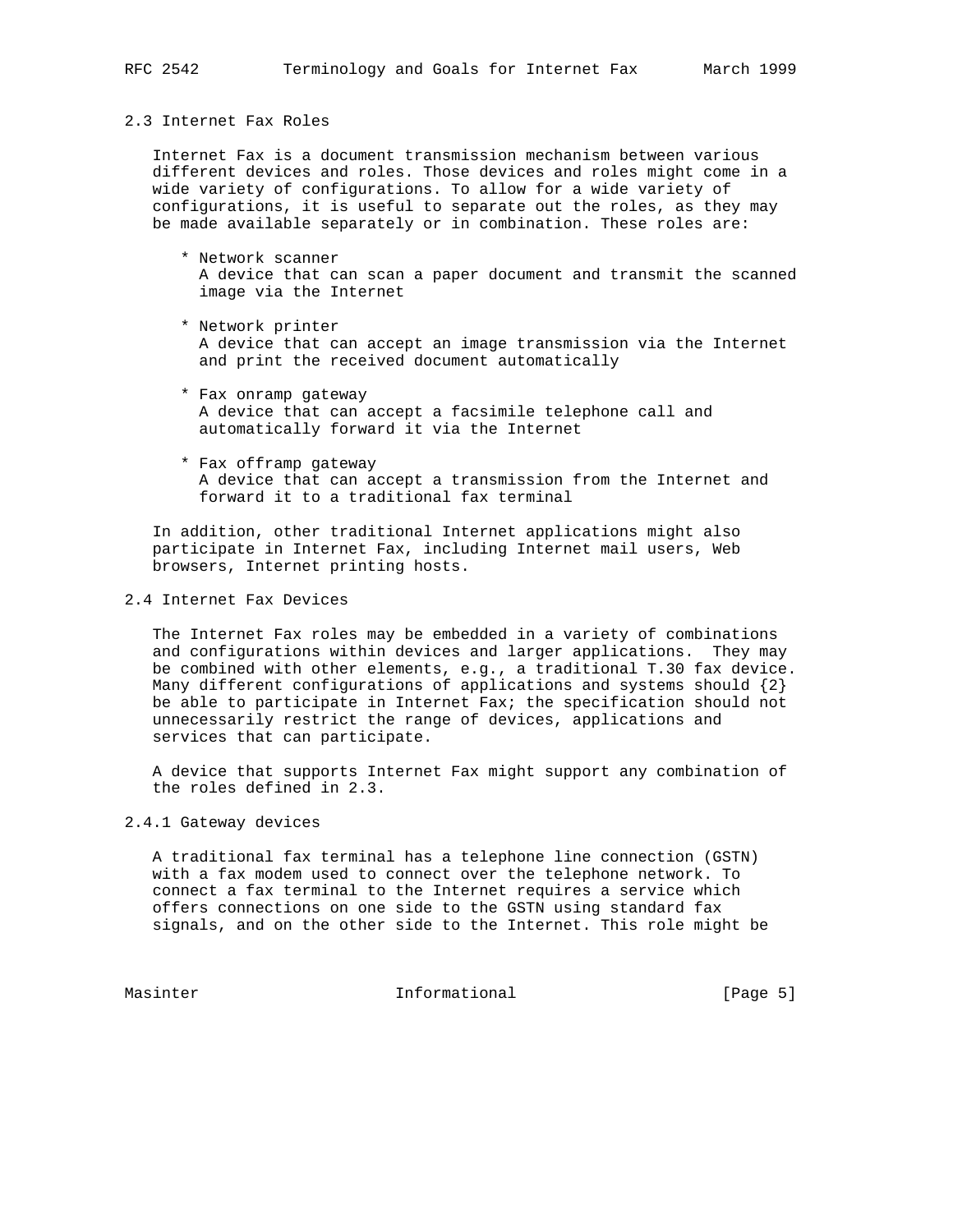### 2.3 Internet Fax Roles

Internet Fax is a document transmission mechanism between various different devices and roles. Those devices and roles might come in a wide variety of configurations. To allow for a wide variety of configurations, it is useful to separate out the roles, as they may be made available separately or in combination. These roles are:

* Network scanner
  A device that can scan a paper document and transmit the scanned image via the Internet

* Network printer
  A device that can accept an image transmission via the Internet and print the received document automatically

* Fax onramp gateway
  A device that can accept a facsimile telephone call and automatically forward it via the Internet

* Fax offramp gateway
  A device that can accept a transmission from the Internet and forward it to a traditional fax terminal

In addition, other traditional Internet applications might also participate in Internet Fax, including Internet mail users, Web browsers, Internet printing hosts.

### 2.4 Internet Fax Devices

The Internet Fax roles may be embedded in a variety of combinations and configurations within devices and larger applications. They may be combined with other elements, e.g., a traditional T.30 fax device. Many different configurations of applications and systems should {2} be able to participate in Internet Fax; the specification should not unnecessarily restrict the range of devices, applications and services that can participate.

A device that supports Internet Fax might support any combination of the roles defined in 2.3.

#### 2.4.1 Gateway devices

A traditional fax terminal has a telephone line connection (GSTN) with a fax modem used to connect over the telephone network. To connect a fax terminal to the Internet requires a service which offers connections on one side to the GSTN using standard fax signals, and on the other side to the Internet. This role might be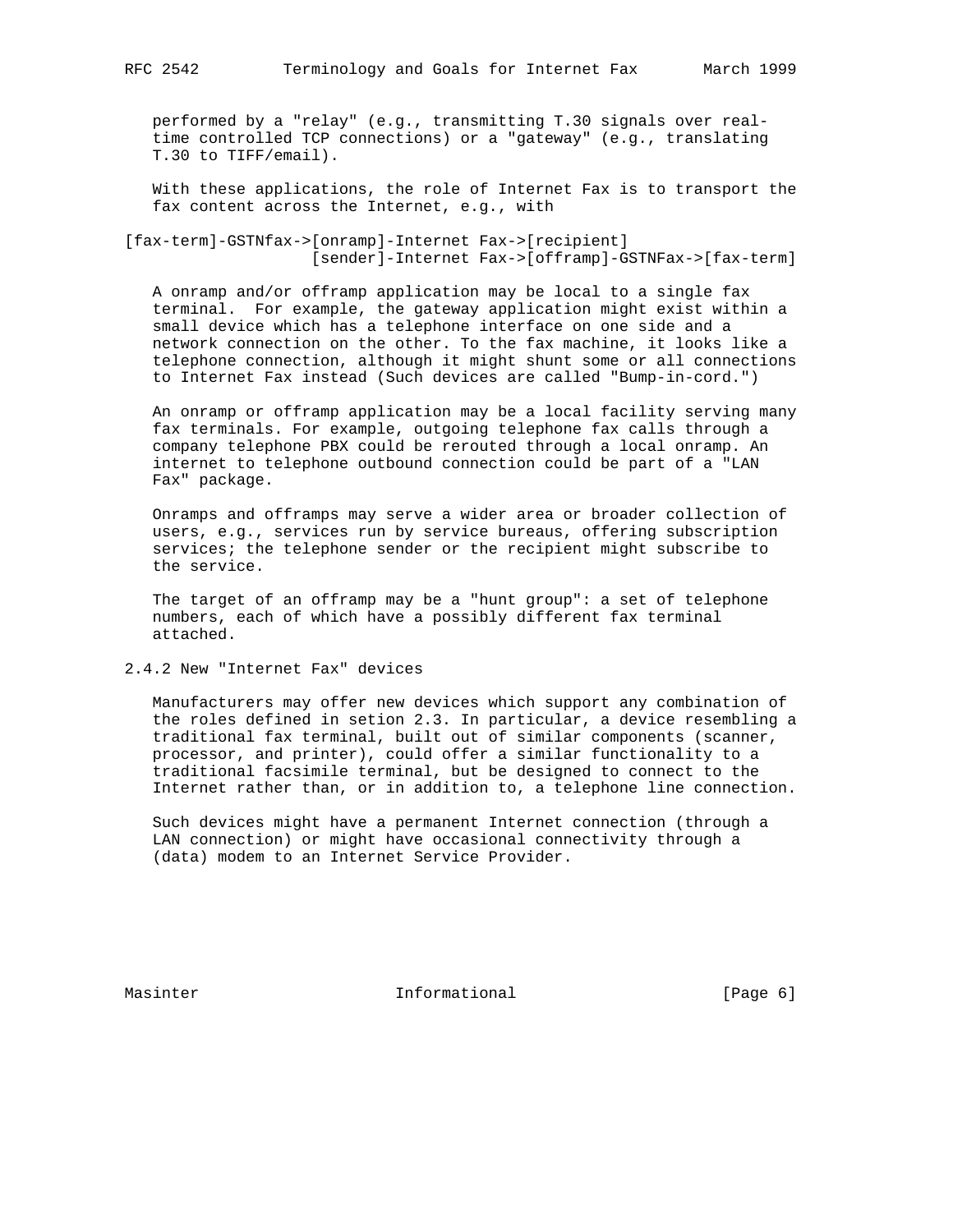performed by a "relay" (e.g., transmitting T.30 signals over real-time controlled TCP connections) or a "gateway" (e.g., translating T.30 to TIFF/email).

With these applications, the role of Internet Fax is to transport the fax content across the Internet, e.g., with

```
[fax-term]-GSTNfax->[onramp]-Internet Fax->[recipient]
                    [sender]-Internet Fax->[offramp]-GSTNFax->[fax-term]
```

A onramp and/or offramp application may be local to a single fax terminal. For example, the gateway application might exist within a small device which has a telephone interface on one side and a network connection on the other. To the fax machine, it looks like a telephone connection, although it might shunt some or all connections to Internet Fax instead (Such devices are called "Bump-in-cord.")

An onramp or offramp application may be a local facility serving many fax terminals. For example, outgoing telephone fax calls through a company telephone PBX could be rerouted through a local onramp. An internet to telephone outbound connection could be part of a "LAN Fax" package.

Onramps and offramps may serve a wider area or broader collection of users, e.g., services run by service bureaus, offering subscription services; the telephone sender or the recipient might subscribe to the service.

The target of an offramp may be a "hunt group": a set of telephone numbers, each of which have a possibly different fax terminal attached.

### 2.4.2 New "Internet Fax" devices

Manufacturers may offer new devices which support any combination of the roles defined in setion 2.3. In particular, a device resembling a traditional fax terminal, built out of similar components (scanner, processor, and printer), could offer a similar functionality to a traditional facsimile terminal, but be designed to connect to the Internet rather than, or in addition to, a telephone line connection.

Such devices might have a permanent Internet connection (through a LAN connection) or might have occasional connectivity through a (data) modem to an Internet Service Provider.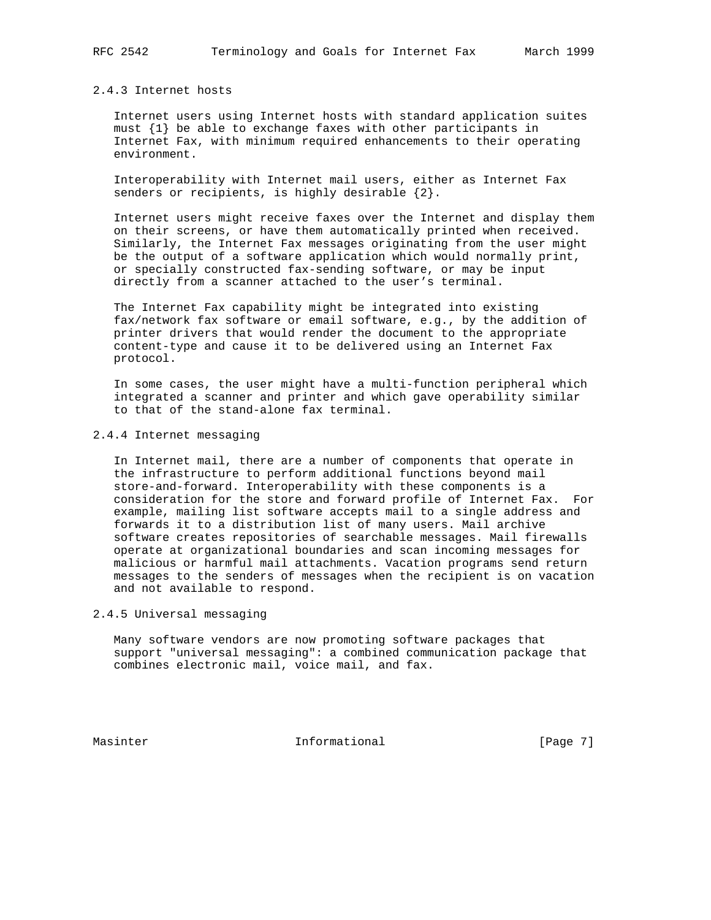### 2.4.3 Internet hosts

Internet users using Internet hosts with standard application suites must {1} be able to exchange faxes with other participants in Internet Fax, with minimum required enhancements to their operating environment.

Interoperability with Internet mail users, either as Internet Fax senders or recipients, is highly desirable {2}.

Internet users might receive faxes over the Internet and display them on their screens, or have them automatically printed when received. Similarly, the Internet Fax messages originating from the user might be the output of a software application which would normally print, or specially constructed fax-sending software, or may be input directly from a scanner attached to the user's terminal.

The Internet Fax capability might be integrated into existing fax/network fax software or email software, e.g., by the addition of printer drivers that would render the document to the appropriate content-type and cause it to be delivered using an Internet Fax protocol.

In some cases, the user might have a multi-function peripheral which integrated a scanner and printer and which gave operability similar to that of the stand-alone fax terminal.

### 2.4.4 Internet messaging

In Internet mail, there are a number of components that operate in the infrastructure to perform additional functions beyond mail store-and-forward. Interoperability with these components is a consideration for the store and forward profile of Internet Fax. For example, mailing list software accepts mail to a single address and forwards it to a distribution list of many users. Mail archive software creates repositories of searchable messages. Mail firewalls operate at organizational boundaries and scan incoming messages for malicious or harmful mail attachments. Vacation programs send return messages to the senders of messages when the recipient is on vacation and not available to respond.

### 2.4.5 Universal messaging

Many software vendors are now promoting software packages that support "universal messaging": a combined communication package that combines electronic mail, voice mail, and fax.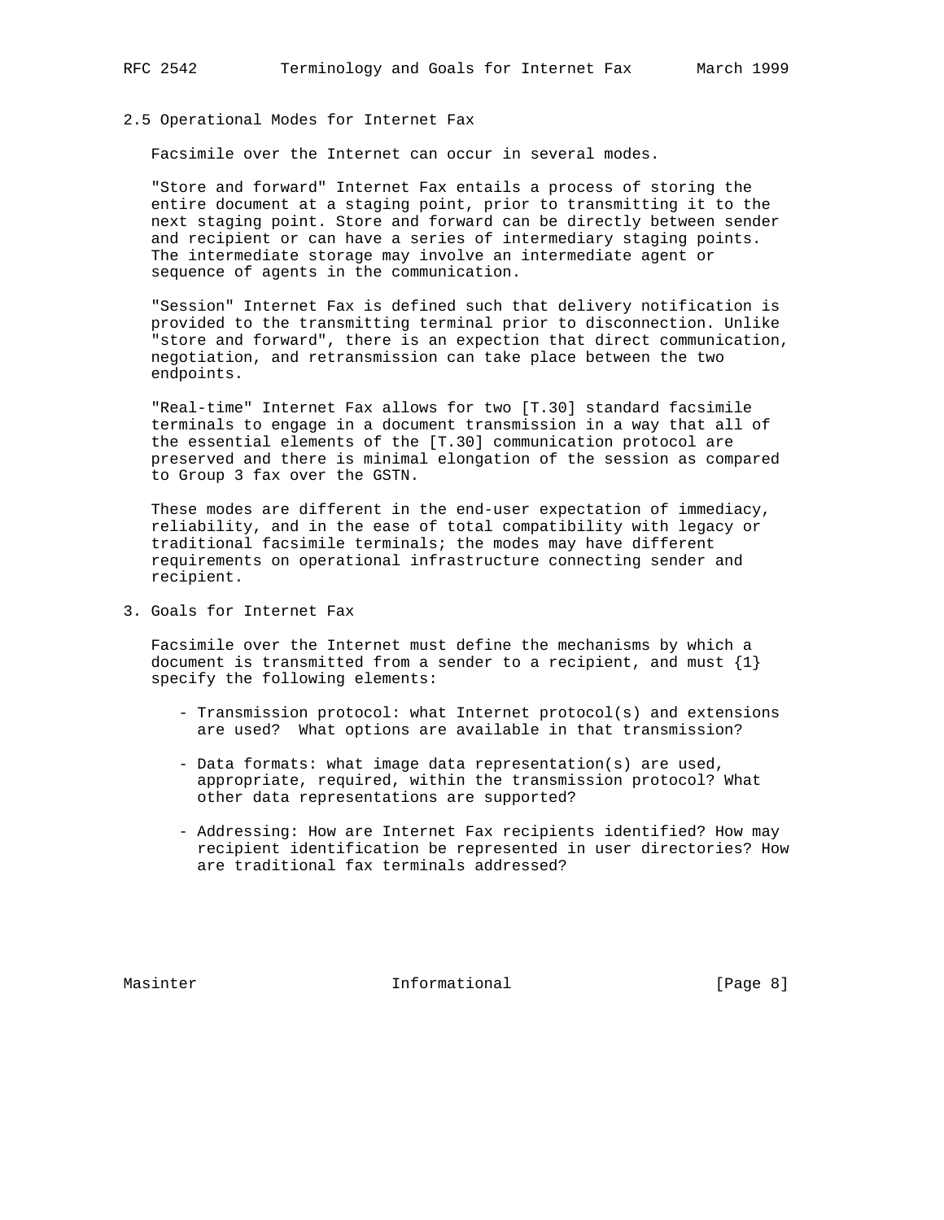## 2.5 Operational Modes for Internet Fax

Facsimile over the Internet can occur in several modes.

"Store and forward" Internet Fax entails a process of storing the entire document at a staging point, prior to transmitting it to the next staging point. Store and forward can be directly between sender and recipient or can have a series of intermediary staging points. The intermediate storage may involve an intermediate agent or sequence of agents in the communication.

"Session" Internet Fax is defined such that delivery notification is provided to the transmitting terminal prior to disconnection. Unlike "store and forward", there is an expection that direct communication, negotiation, and retransmission can take place between the two endpoints.

"Real-time" Internet Fax allows for two [T.30] standard facsimile terminals to engage in a document transmission in a way that all of the essential elements of the [T.30] communication protocol are preserved and there is minimal elongation of the session as compared to Group 3 fax over the GSTN.

These modes are different in the end-user expectation of immediacy, reliability, and in the ease of total compatibility with legacy or traditional facsimile terminals; the modes may have different requirements on operational infrastructure connecting sender and recipient.

# 3. Goals for Internet Fax

Facsimile over the Internet must define the mechanisms by which a document is transmitted from a sender to a recipient, and must {1} specify the following elements:

- Transmission protocol: what Internet protocol(s) and extensions are used? What options are available in that transmission?

- Data formats: what image data representation(s) are used, appropriate, required, within the transmission protocol? What other data representations are supported?

- Addressing: How are Internet Fax recipients identified? How may recipient identification be represented in user directories? How are traditional fax terminals addressed?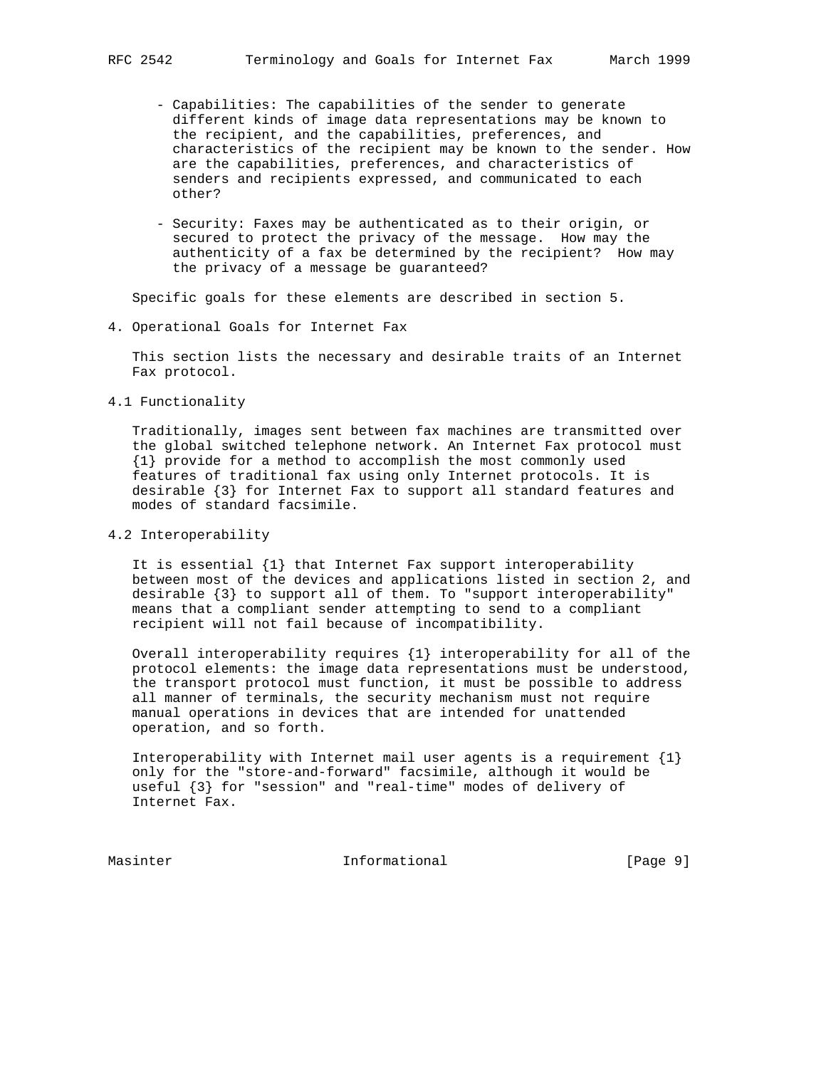- Capabilities: The capabilities of the sender to generate different kinds of image data representations may be known to the recipient, and the capabilities, preferences, and characteristics of the recipient may be known to the sender. How are the capabilities, preferences, and characteristics of senders and recipients expressed, and communicated to each other?

- Security: Faxes may be authenticated as to their origin, or secured to protect the privacy of the message. How may the authenticity of a fax be determined by the recipient? How may the privacy of a message be guaranteed?

Specific goals for these elements are described in section 5.

## 4. Operational Goals for Internet Fax

This section lists the necessary and desirable traits of an Internet Fax protocol.

### 4.1 Functionality

Traditionally, images sent between fax machines are transmitted over the global switched telephone network. An Internet Fax protocol must {1} provide for a method to accomplish the most commonly used features of traditional fax using only Internet protocols. It is desirable {3} for Internet Fax to support all standard features and modes of standard facsimile.

### 4.2 Interoperability

It is essential {1} that Internet Fax support interoperability between most of the devices and applications listed in section 2, and desirable {3} to support all of them. To "support interoperability" means that a compliant sender attempting to send to a compliant recipient will not fail because of incompatibility.

Overall interoperability requires {1} interoperability for all of the protocol elements: the image data representations must be understood, the transport protocol must function, it must be possible to address all manner of terminals, the security mechanism must not require manual operations in devices that are intended for unattended operation, and so forth.

Interoperability with Internet mail user agents is a requirement {1} only for the "store-and-forward" facsimile, although it would be useful {3} for "session" and "real-time" modes of delivery of Internet Fax.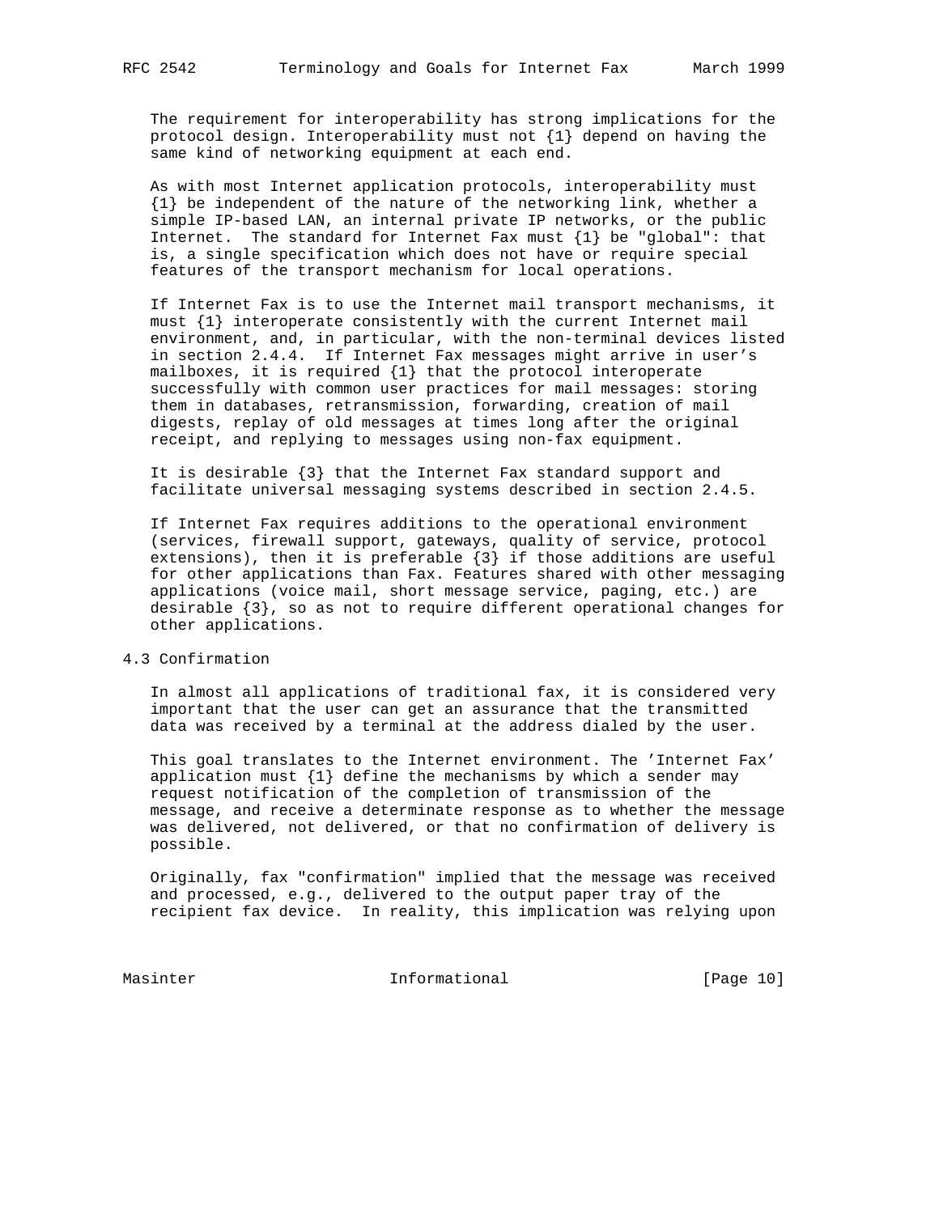The requirement for interoperability has strong implications for the protocol design. Interoperability must not {1} depend on having the same kind of networking equipment at each end.

As with most Internet application protocols, interoperability must {1} be independent of the nature of the networking link, whether a simple IP-based LAN, an internal private IP networks, or the public Internet. The standard for Internet Fax must {1} be "global": that is, a single specification which does not have or require special features of the transport mechanism for local operations.

If Internet Fax is to use the Internet mail transport mechanisms, it must {1} interoperate consistently with the current Internet mail environment, and, in particular, with the non-terminal devices listed in section 2.4.4. If Internet Fax messages might arrive in user's mailboxes, it is required {1} that the protocol interoperate successfully with common user practices for mail messages: storing them in databases, retransmission, forwarding, creation of mail digests, replay of old messages at times long after the original receipt, and replying to messages using non-fax equipment.

It is desirable {3} that the Internet Fax standard support and facilitate universal messaging systems described in section 2.4.5.

If Internet Fax requires additions to the operational environment (services, firewall support, gateways, quality of service, protocol extensions), then it is preferable {3} if those additions are useful for other applications than Fax. Features shared with other messaging applications (voice mail, short message service, paging, etc.) are desirable {3}, so as not to require different operational changes for other applications.

## 4.3 Confirmation

In almost all applications of traditional fax, it is considered very important that the user can get an assurance that the transmitted data was received by a terminal at the address dialed by the user.

This goal translates to the Internet environment. The 'Internet Fax' application must {1} define the mechanisms by which a sender may request notification of the completion of transmission of the message, and receive a determinate response as to whether the message was delivered, not delivered, or that no confirmation of delivery is possible.

Originally, fax "confirmation" implied that the message was received and processed, e.g., delivered to the output paper tray of the recipient fax device. In reality, this implication was relying upon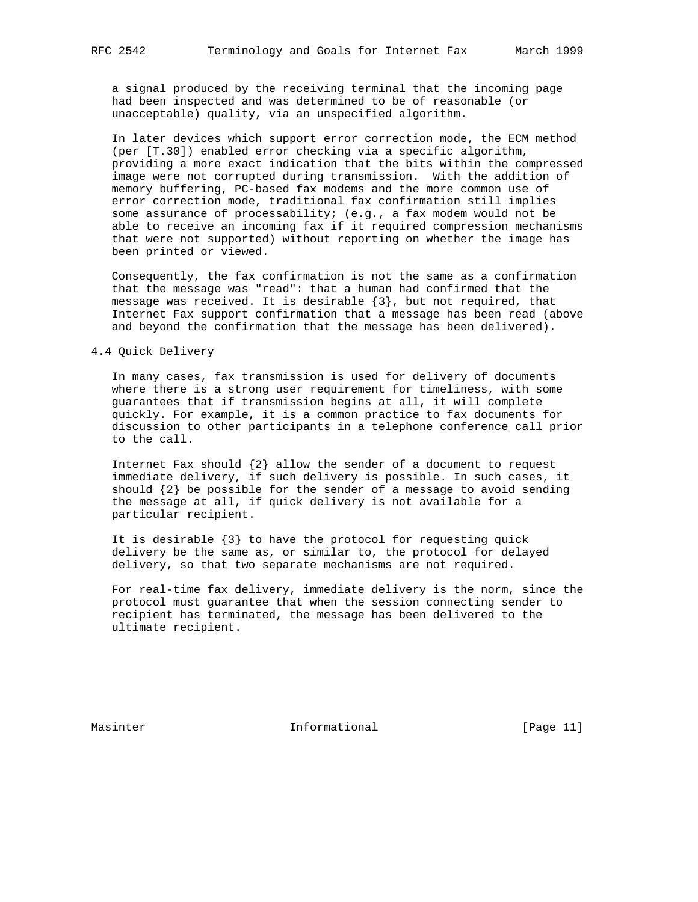a signal produced by the receiving terminal that the incoming page had been inspected and was determined to be of reasonable (or unacceptable) quality, via an unspecified algorithm.

In later devices which support error correction mode, the ECM method (per [T.30]) enabled error checking via a specific algorithm, providing a more exact indication that the bits within the compressed image were not corrupted during transmission. With the addition of memory buffering, PC-based fax modems and the more common use of error correction mode, traditional fax confirmation still implies some assurance of processability; (e.g., a fax modem would not be able to receive an incoming fax if it required compression mechanisms that were not supported) without reporting on whether the image has been printed or viewed.

Consequently, the fax confirmation is not the same as a confirmation that the message was "read": that a human had confirmed that the message was received. It is desirable {3}, but not required, that Internet Fax support confirmation that a message has been read (above and beyond the confirmation that the message has been delivered).

## 4.4 Quick Delivery

In many cases, fax transmission is used for delivery of documents where there is a strong user requirement for timeliness, with some guarantees that if transmission begins at all, it will complete quickly. For example, it is a common practice to fax documents for discussion to other participants in a telephone conference call prior to the call.

Internet Fax should {2} allow the sender of a document to request immediate delivery, if such delivery is possible. In such cases, it should {2} be possible for the sender of a message to avoid sending the message at all, if quick delivery is not available for a particular recipient.

It is desirable {3} to have the protocol for requesting quick delivery be the same as, or similar to, the protocol for delayed delivery, so that two separate mechanisms are not required.

For real-time fax delivery, immediate delivery is the norm, since the protocol must guarantee that when the session connecting sender to recipient has terminated, the message has been delivered to the ultimate recipient.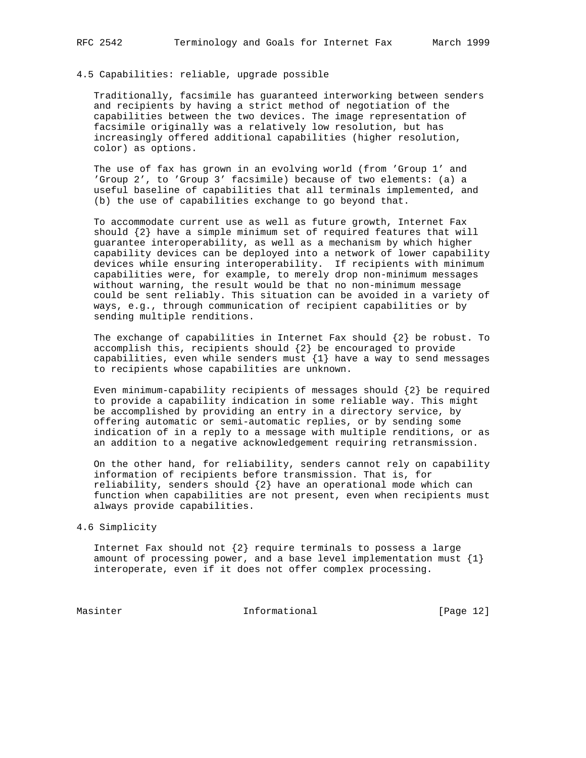### 4.5 Capabilities: reliable, upgrade possible

Traditionally, facsimile has guaranteed interworking between senders and recipients by having a strict method of negotiation of the capabilities between the two devices. The image representation of facsimile originally was a relatively low resolution, but has increasingly offered additional capabilities (higher resolution, color) as options.

The use of fax has grown in an evolving world (from 'Group 1' and 'Group 2', to 'Group 3' facsimile) because of two elements: (a) a useful baseline of capabilities that all terminals implemented, and (b) the use of capabilities exchange to go beyond that.

To accommodate current use as well as future growth, Internet Fax should {2} have a simple minimum set of required features that will guarantee interoperability, as well as a mechanism by which higher capability devices can be deployed into a network of lower capability devices while ensuring interoperability. If recipients with minimum capabilities were, for example, to merely drop non-minimum messages without warning, the result would be that no non-minimum message could be sent reliably. This situation can be avoided in a variety of ways, e.g., through communication of recipient capabilities or by sending multiple renditions.

The exchange of capabilities in Internet Fax should {2} be robust. To accomplish this, recipients should {2} be encouraged to provide capabilities, even while senders must {1} have a way to send messages to recipients whose capabilities are unknown.

Even minimum-capability recipients of messages should {2} be required to provide a capability indication in some reliable way. This might be accomplished by providing an entry in a directory service, by offering automatic or semi-automatic replies, or by sending some indication of in a reply to a message with multiple renditions, or as an addition to a negative acknowledgement requiring retransmission.

On the other hand, for reliability, senders cannot rely on capability information of recipients before transmission. That is, for reliability, senders should {2} have an operational mode which can function when capabilities are not present, even when recipients must always provide capabilities.

### 4.6 Simplicity

Internet Fax should not {2} require terminals to possess a large amount of processing power, and a base level implementation must {1} interoperate, even if it does not offer complex processing.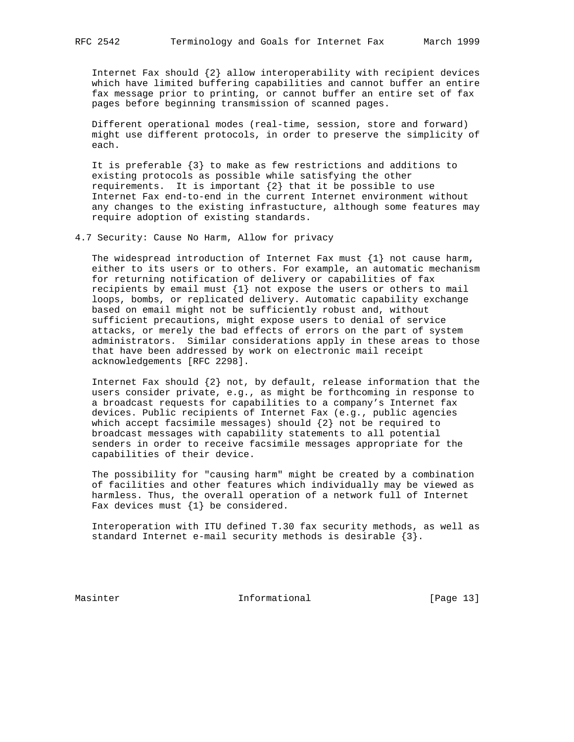Internet Fax should {2} allow interoperability with recipient devices which have limited buffering capabilities and cannot buffer an entire fax message prior to printing, or cannot buffer an entire set of fax pages before beginning transmission of scanned pages.

Different operational modes (real-time, session, store and forward) might use different protocols, in order to preserve the simplicity of each.

It is preferable {3} to make as few restrictions and additions to existing protocols as possible while satisfying the other requirements. It is important {2} that it be possible to use Internet Fax end-to-end in the current Internet environment without any changes to the existing infrastucture, although some features may require adoption of existing standards.

### 4.7 Security: Cause No Harm, Allow for privacy

The widespread introduction of Internet Fax must {1} not cause harm, either to its users or to others. For example, an automatic mechanism for returning notification of delivery or capabilities of fax recipients by email must {1} not expose the users or others to mail loops, bombs, or replicated delivery. Automatic capability exchange based on email might not be sufficiently robust and, without sufficient precautions, might expose users to denial of service attacks, or merely the bad effects of errors on the part of system administrators. Similar considerations apply in these areas to those that have been addressed by work on electronic mail receipt acknowledgements [RFC 2298].

Internet Fax should {2} not, by default, release information that the users consider private, e.g., as might be forthcoming in response to a broadcast requests for capabilities to a company's Internet fax devices. Public recipients of Internet Fax (e.g., public agencies which accept facsimile messages) should {2} not be required to broadcast messages with capability statements to all potential senders in order to receive facsimile messages appropriate for the capabilities of their device.

The possibility for "causing harm" might be created by a combination of facilities and other features which individually may be viewed as harmless. Thus, the overall operation of a network full of Internet Fax devices must {1} be considered.

Interoperation with ITU defined T.30 fax security methods, as well as standard Internet e-mail security methods is desirable {3}.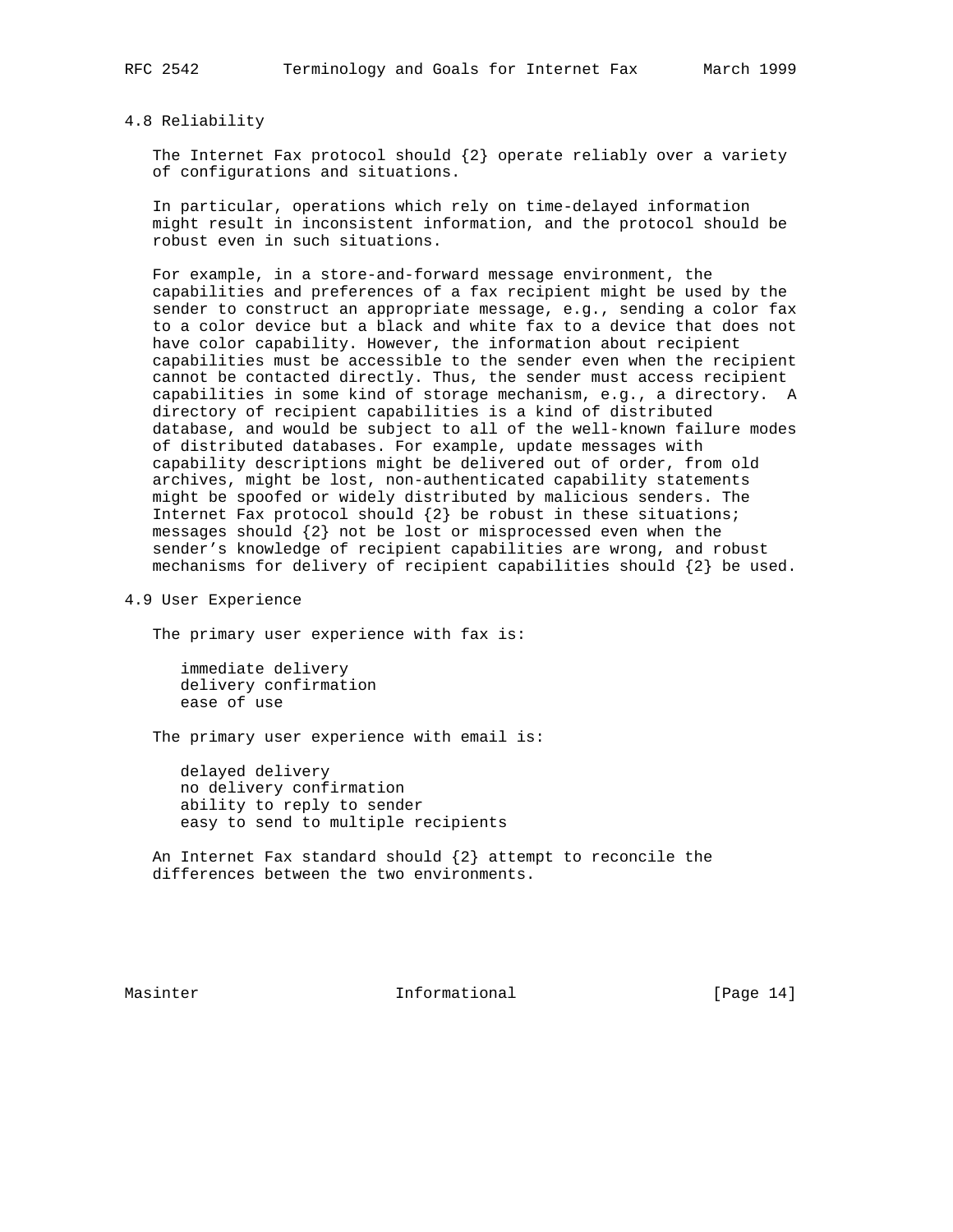### 4.8 Reliability

The Internet Fax protocol should {2} operate reliably over a variety of configurations and situations.

In particular, operations which rely on time-delayed information might result in inconsistent information, and the protocol should be robust even in such situations.

For example, in a store-and-forward message environment, the capabilities and preferences of a fax recipient might be used by the sender to construct an appropriate message, e.g., sending a color fax to a color device but a black and white fax to a device that does not have color capability. However, the information about recipient capabilities must be accessible to the sender even when the recipient cannot be contacted directly. Thus, the sender must access recipient capabilities in some kind of storage mechanism, e.g., a directory. A directory of recipient capabilities is a kind of distributed database, and would be subject to all of the well-known failure modes of distributed databases. For example, update messages with capability descriptions might be delivered out of order, from old archives, might be lost, non-authenticated capability statements might be spoofed or widely distributed by malicious senders. The Internet Fax protocol should {2} be robust in these situations; messages should {2} not be lost or misprocessed even when the sender's knowledge of recipient capabilities are wrong, and robust mechanisms for delivery of recipient capabilities should {2} be used.

### 4.9 User Experience

The primary user experience with fax is:

- immediate delivery
- delivery confirmation
- ease of use

The primary user experience with email is:

- delayed delivery
- no delivery confirmation
- ability to reply to sender
- easy to send to multiple recipients

An Internet Fax standard should {2} attempt to reconcile the differences between the two environments.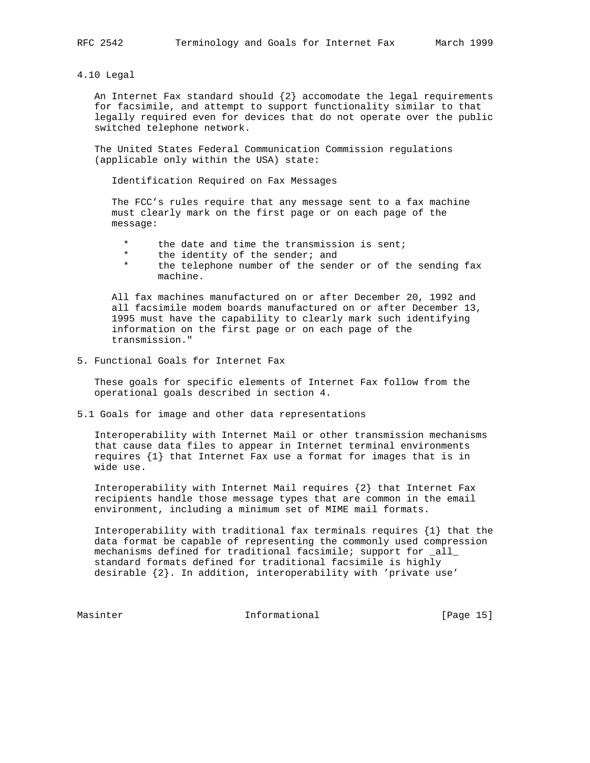### 4.10 Legal

An Internet Fax standard should {2} accomodate the legal requirements for facsimile, and attempt to support functionality similar to that legally required even for devices that do not operate over the public switched telephone network.

The United States Federal Communication Commission regulations (applicable only within the USA) state:

> Identification Required on Fax Messages
>
> The FCC's rules require that any message sent to a fax machine must clearly mark on the first page or on each page of the message:
>
> * the date and time the transmission is sent;
> * the identity of the sender; and
> * the telephone number of the sender or of the sending fax machine.
>
> All fax machines manufactured on or after December 20, 1992 and all facsimile modem boards manufactured on or after December 13, 1995 must have the capability to clearly mark such identifying information on the first page or on each page of the transmission."

## 5. Functional Goals for Internet Fax

These goals for specific elements of Internet Fax follow from the operational goals described in section 4.

### 5.1 Goals for image and other data representations

Interoperability with Internet Mail or other transmission mechanisms that cause data files to appear in Internet terminal environments requires {1} that Internet Fax use a format for images that is in wide use.

Interoperability with Internet Mail requires {2} that Internet Fax recipients handle those message types that are common in the email environment, including a minimum set of MIME mail formats.

Interoperability with traditional fax terminals requires {1} that the data format be capable of representing the commonly used compression mechanisms defined for traditional facsimile; support for _all_ standard formats defined for traditional facsimile is highly desirable {2}. In addition, interoperability with 'private use'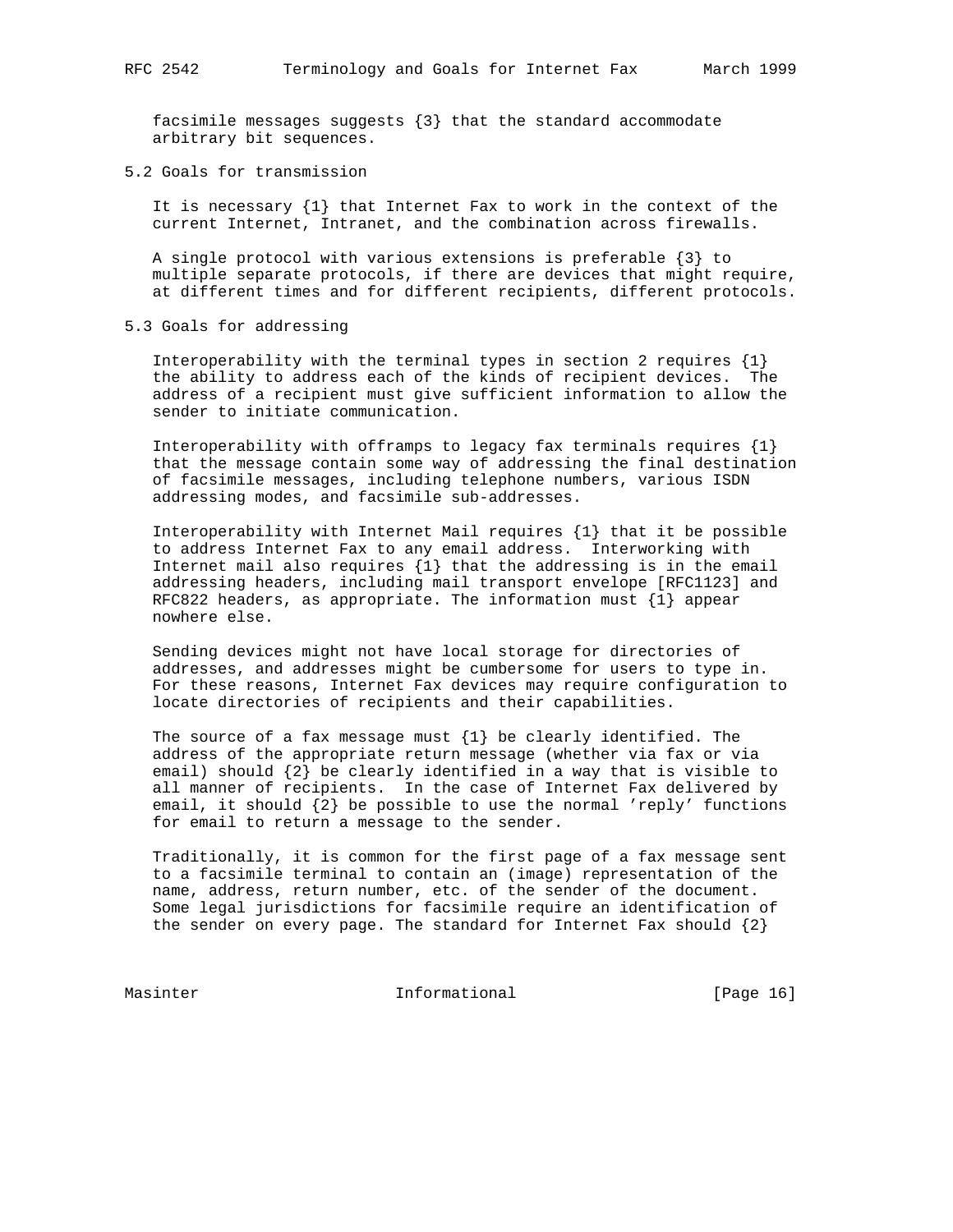facsimile messages suggests {3} that the standard accommodate arbitrary bit sequences.

## 5.2 Goals for transmission

It is necessary {1} that Internet Fax to work in the context of the current Internet, Intranet, and the combination across firewalls.

A single protocol with various extensions is preferable {3} to multiple separate protocols, if there are devices that might require, at different times and for different recipients, different protocols.

## 5.3 Goals for addressing

Interoperability with the terminal types in section 2 requires {1} the ability to address each of the kinds of recipient devices. The address of a recipient must give sufficient information to allow the sender to initiate communication.

Interoperability with offramps to legacy fax terminals requires {1} that the message contain some way of addressing the final destination of facsimile messages, including telephone numbers, various ISDN addressing modes, and facsimile sub-addresses.

Interoperability with Internet Mail requires {1} that it be possible to address Internet Fax to any email address. Interworking with Internet mail also requires {1} that the addressing is in the email addressing headers, including mail transport envelope [RFC1123] and RFC822 headers, as appropriate. The information must {1} appear nowhere else.

Sending devices might not have local storage for directories of addresses, and addresses might be cumbersome for users to type in. For these reasons, Internet Fax devices may require configuration to locate directories of recipients and their capabilities.

The source of a fax message must {1} be clearly identified. The address of the appropriate return message (whether via fax or via email) should {2} be clearly identified in a way that is visible to all manner of recipients. In the case of Internet Fax delivered by email, it should {2} be possible to use the normal 'reply' functions for email to return a message to the sender.

Traditionally, it is common for the first page of a fax message sent to a facsimile terminal to contain an (image) representation of the name, address, return number, etc. of the sender of the document. Some legal jurisdictions for facsimile require an identification of the sender on every page. The standard for Internet Fax should {2}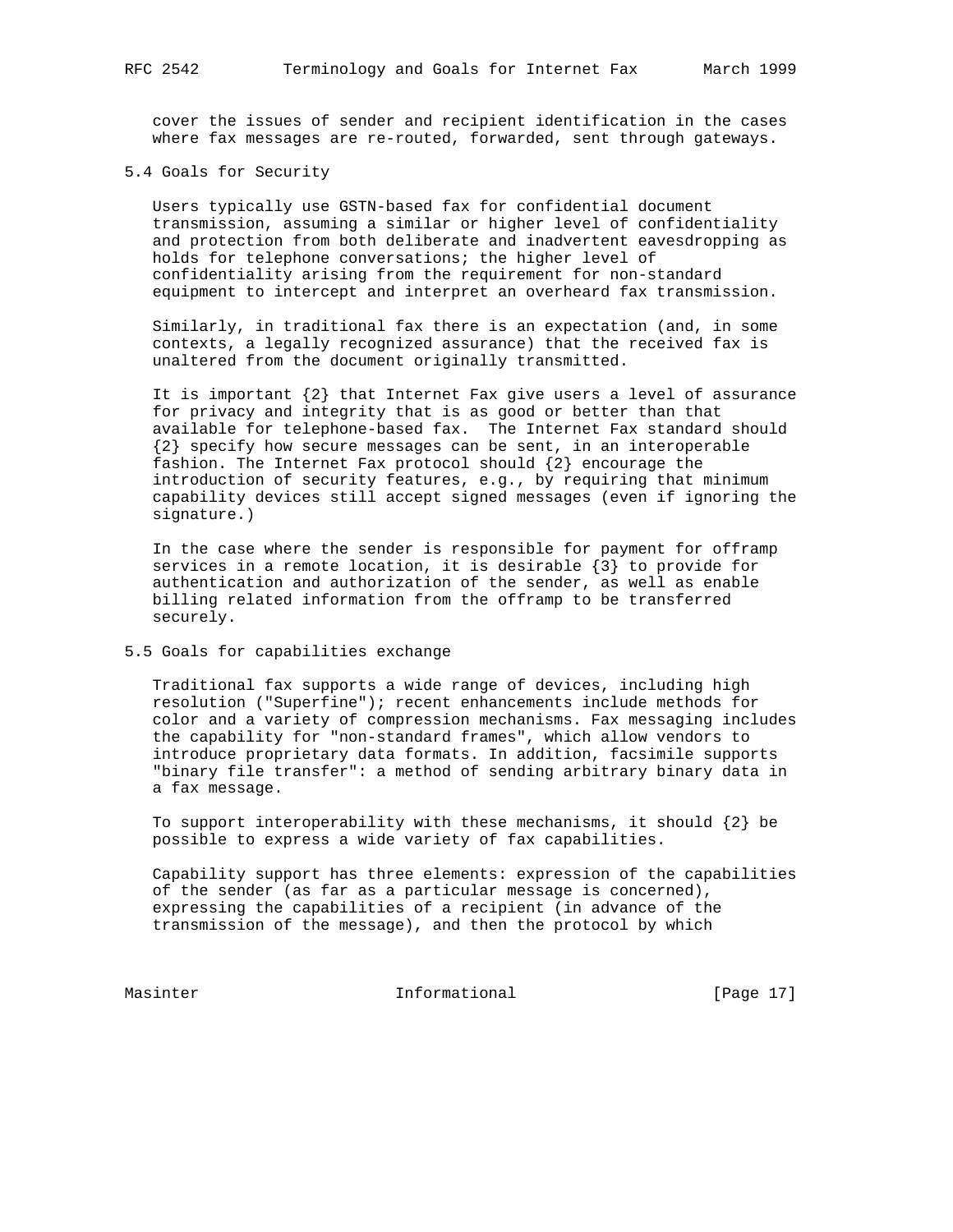cover the issues of sender and recipient identification in the cases where fax messages are re-routed, forwarded, sent through gateways.

### 5.4 Goals for Security

Users typically use GSTN-based fax for confidential document transmission, assuming a similar or higher level of confidentiality and protection from both deliberate and inadvertent eavesdropping as holds for telephone conversations; the higher level of confidentiality arising from the requirement for non-standard equipment to intercept and interpret an overheard fax transmission.

Similarly, in traditional fax there is an expectation (and, in some contexts, a legally recognized assurance) that the received fax is unaltered from the document originally transmitted.

It is important {2} that Internet Fax give users a level of assurance for privacy and integrity that is as good or better than that available for telephone-based fax. The Internet Fax standard should {2} specify how secure messages can be sent, in an interoperable fashion. The Internet Fax protocol should {2} encourage the introduction of security features, e.g., by requiring that minimum capability devices still accept signed messages (even if ignoring the signature.)

In the case where the sender is responsible for payment for offramp services in a remote location, it is desirable {3} to provide for authentication and authorization of the sender, as well as enable billing related information from the offramp to be transferred securely.

### 5.5 Goals for capabilities exchange

Traditional fax supports a wide range of devices, including high resolution ("Superfine"); recent enhancements include methods for color and a variety of compression mechanisms. Fax messaging includes the capability for "non-standard frames", which allow vendors to introduce proprietary data formats. In addition, facsimile supports "binary file transfer": a method of sending arbitrary binary data in a fax message.

To support interoperability with these mechanisms, it should {2} be possible to express a wide variety of fax capabilities.

Capability support has three elements: expression of the capabilities of the sender (as far as a particular message is concerned), expressing the capabilities of a recipient (in advance of the transmission of the message), and then the protocol by which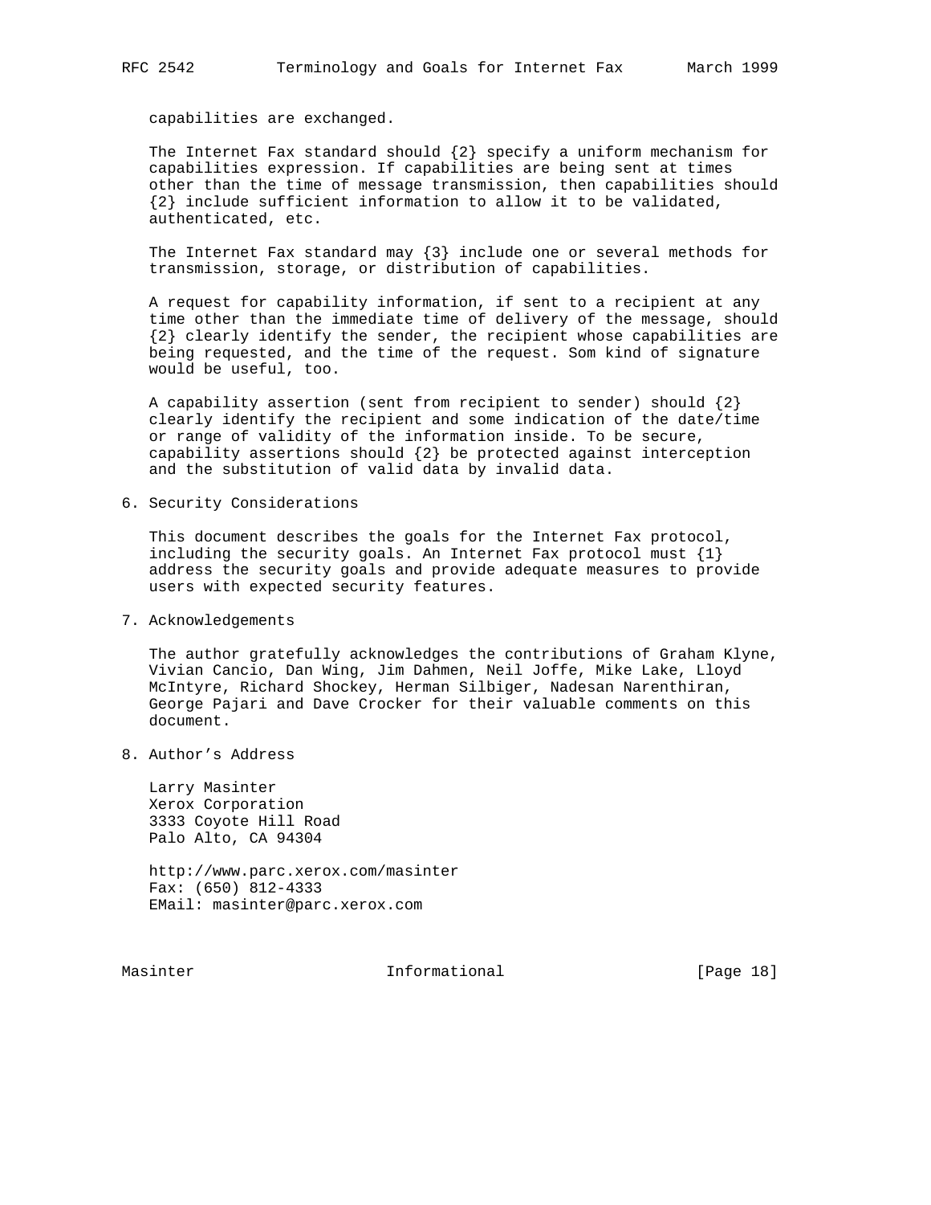capabilities are exchanged.

The Internet Fax standard should {2} specify a uniform mechanism for capabilities expression. If capabilities are being sent at times other than the time of message transmission, then capabilities should {2} include sufficient information to allow it to be validated, authenticated, etc.

The Internet Fax standard may {3} include one or several methods for transmission, storage, or distribution of capabilities.

A request for capability information, if sent to a recipient at any time other than the immediate time of delivery of the message, should {2} clearly identify the sender, the recipient whose capabilities are being requested, and the time of the request. Som kind of signature would be useful, too.

A capability assertion (sent from recipient to sender) should {2} clearly identify the recipient and some indication of the date/time or range of validity of the information inside. To be secure, capability assertions should {2} be protected against interception and the substitution of valid data by invalid data.

## 6. Security Considerations

This document describes the goals for the Internet Fax protocol, including the security goals. An Internet Fax protocol must {1} address the security goals and provide adequate measures to provide users with expected security features.

## 7. Acknowledgements

The author gratefully acknowledges the contributions of Graham Klyne, Vivian Cancio, Dan Wing, Jim Dahmen, Neil Joffe, Mike Lake, Lloyd McIntyre, Richard Shockey, Herman Silbiger, Nadesan Narenthiran, George Pajari and Dave Crocker for their valuable comments on this document.

## 8. Author's Address

Larry Masinter
Xerox Corporation
3333 Coyote Hill Road
Palo Alto, CA 94304

http://www.parc.xerox.com/masinter
Fax: (650) 812-4333
EMail: masinter@parc.xerox.com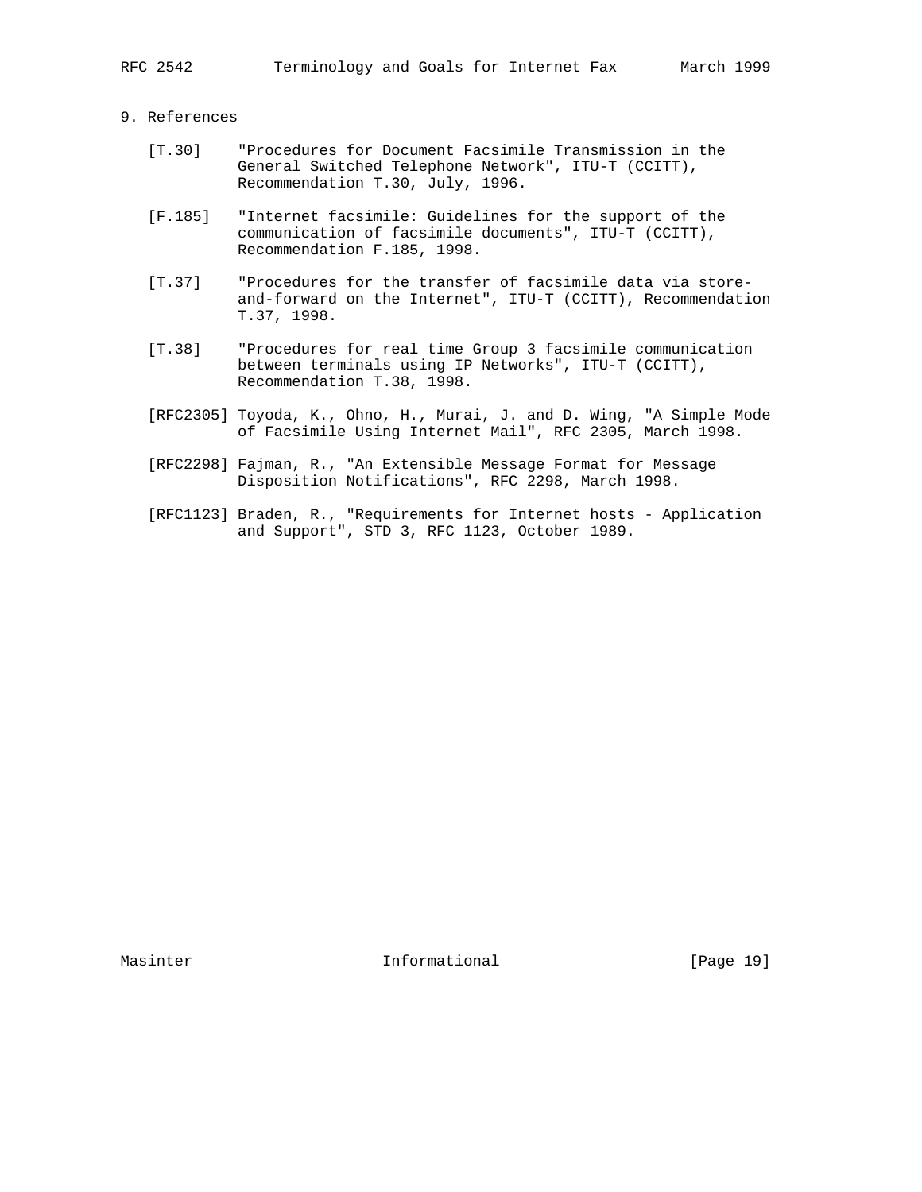## 9. References

[T.30] "Procedures for Document Facsimile Transmission in the General Switched Telephone Network", ITU-T (CCITT), Recommendation T.30, July, 1996.

[F.185] "Internet facsimile: Guidelines for the support of the communication of facsimile documents", ITU-T (CCITT), Recommendation F.185, 1998.

[T.37] "Procedures for the transfer of facsimile data via store-and-forward on the Internet", ITU-T (CCITT), Recommendation T.37, 1998.

[T.38] "Procedures for real time Group 3 facsimile communication between terminals using IP Networks", ITU-T (CCITT), Recommendation T.38, 1998.

[RFC2305] Toyoda, K., Ohno, H., Murai, J. and D. Wing, "A Simple Mode of Facsimile Using Internet Mail", RFC 2305, March 1998.

[RFC2298] Fajman, R., "An Extensible Message Format for Message Disposition Notifications", RFC 2298, March 1998.

[RFC1123] Braden, R., "Requirements for Internet hosts - Application and Support", STD 3, RFC 1123, October 1989.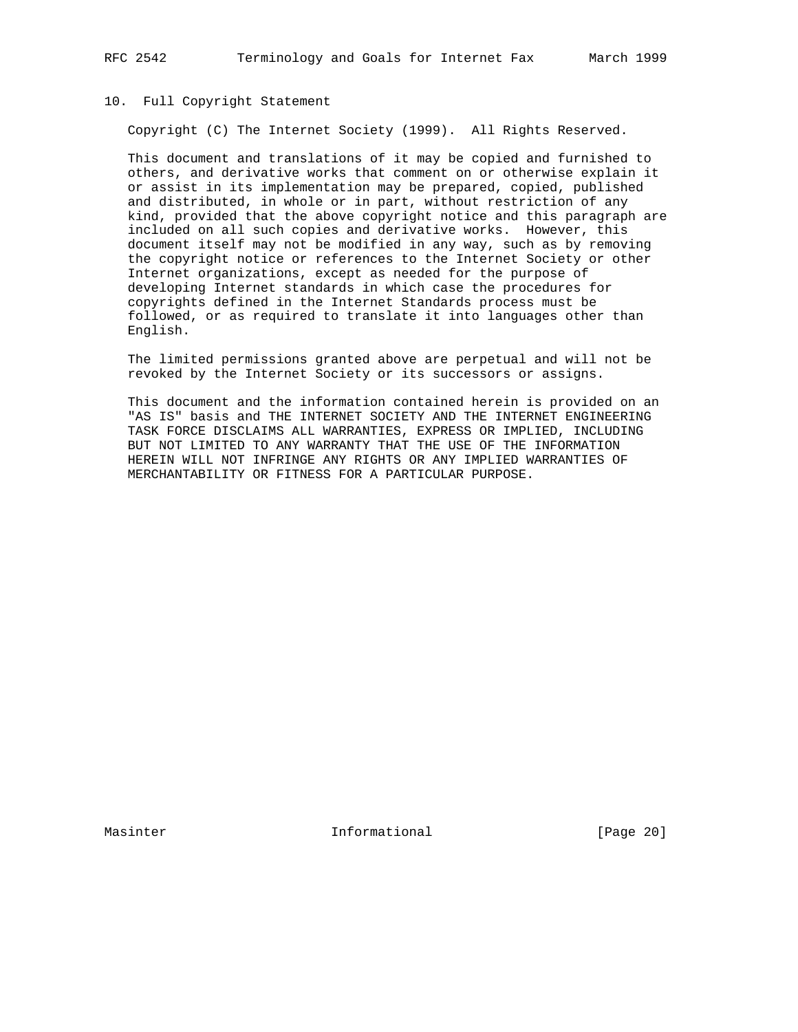## 10. Full Copyright Statement

Copyright (C) The Internet Society (1999). All Rights Reserved.

This document and translations of it may be copied and furnished to others, and derivative works that comment on or otherwise explain it or assist in its implementation may be prepared, copied, published and distributed, in whole or in part, without restriction of any kind, provided that the above copyright notice and this paragraph are included on all such copies and derivative works. However, this document itself may not be modified in any way, such as by removing the copyright notice or references to the Internet Society or other Internet organizations, except as needed for the purpose of developing Internet standards in which case the procedures for copyrights defined in the Internet Standards process must be followed, or as required to translate it into languages other than English.

The limited permissions granted above are perpetual and will not be revoked by the Internet Society or its successors or assigns.

This document and the information contained herein is provided on an "AS IS" basis and THE INTERNET SOCIETY AND THE INTERNET ENGINEERING TASK FORCE DISCLAIMS ALL WARRANTIES, EXPRESS OR IMPLIED, INCLUDING BUT NOT LIMITED TO ANY WARRANTY THAT THE USE OF THE INFORMATION HEREIN WILL NOT INFRINGE ANY RIGHTS OR ANY IMPLIED WARRANTIES OF MERCHANTABILITY OR FITNESS FOR A PARTICULAR PURPOSE.